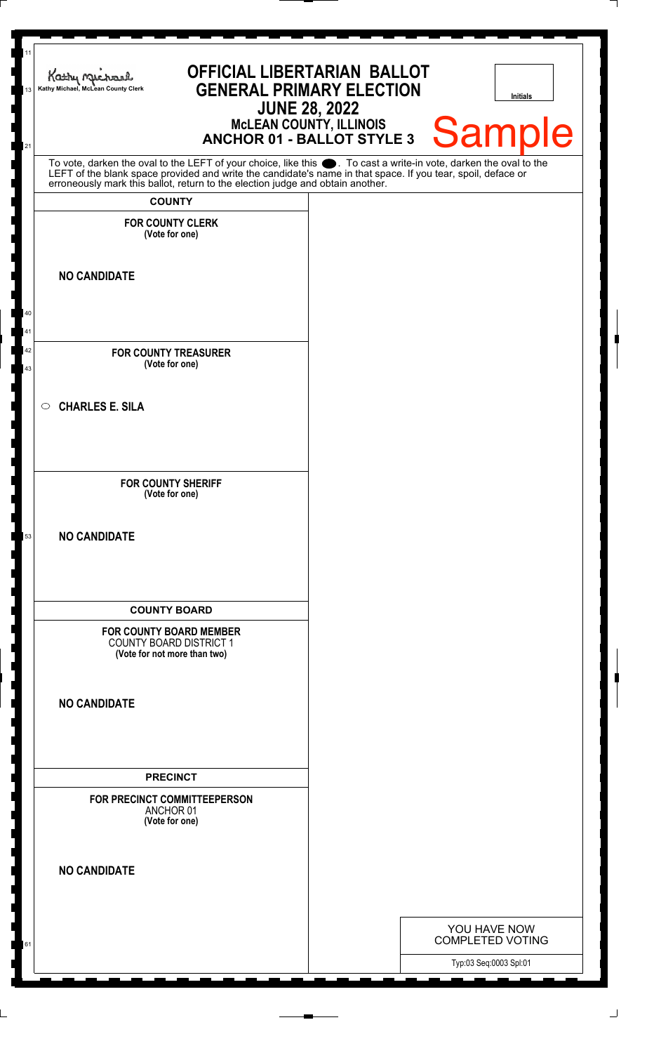Kathy Michael, McLean County Clerk

# OFFICIAL LIBERTARIAN BALLOT
## GENERAL PRIMARY ELECTION
## JUNE 28, 2022
### McLEAN COUNTY, ILLINOIS
### ANCHOR 01 - BALLOT STYLE 3

Initials

Sample

To vote, darken the oval to the LEFT of your choice, like this ●. To cast a write-in vote, darken the oval to the LEFT of the blank space provided and write the candidate's name in that space. If you tear, spoil, deface or erroneously mark this ballot, return to the election judge and obtain another.

**COUNTY**

**FOR COUNTY CLERK**
**(Vote for one)**

**NO CANDIDATE**

**FOR COUNTY TREASURER**
**(Vote for one)**

○ **CHARLES E. SILA**

**FOR COUNTY SHERIFF**
**(Vote for one)**

**NO CANDIDATE**

**COUNTY BOARD**

**FOR COUNTY BOARD MEMBER**
COUNTY BOARD DISTRICT 1
**(Vote for not more than two)**

**NO CANDIDATE**

**PRECINCT**

**FOR PRECINCT COMMITTEEPERSON**
ANCHOR 01
**(Vote for one)**

**NO CANDIDATE**

YOU HAVE NOW COMPLETED VOTING

Typ:03 Seq:0003 Spl:01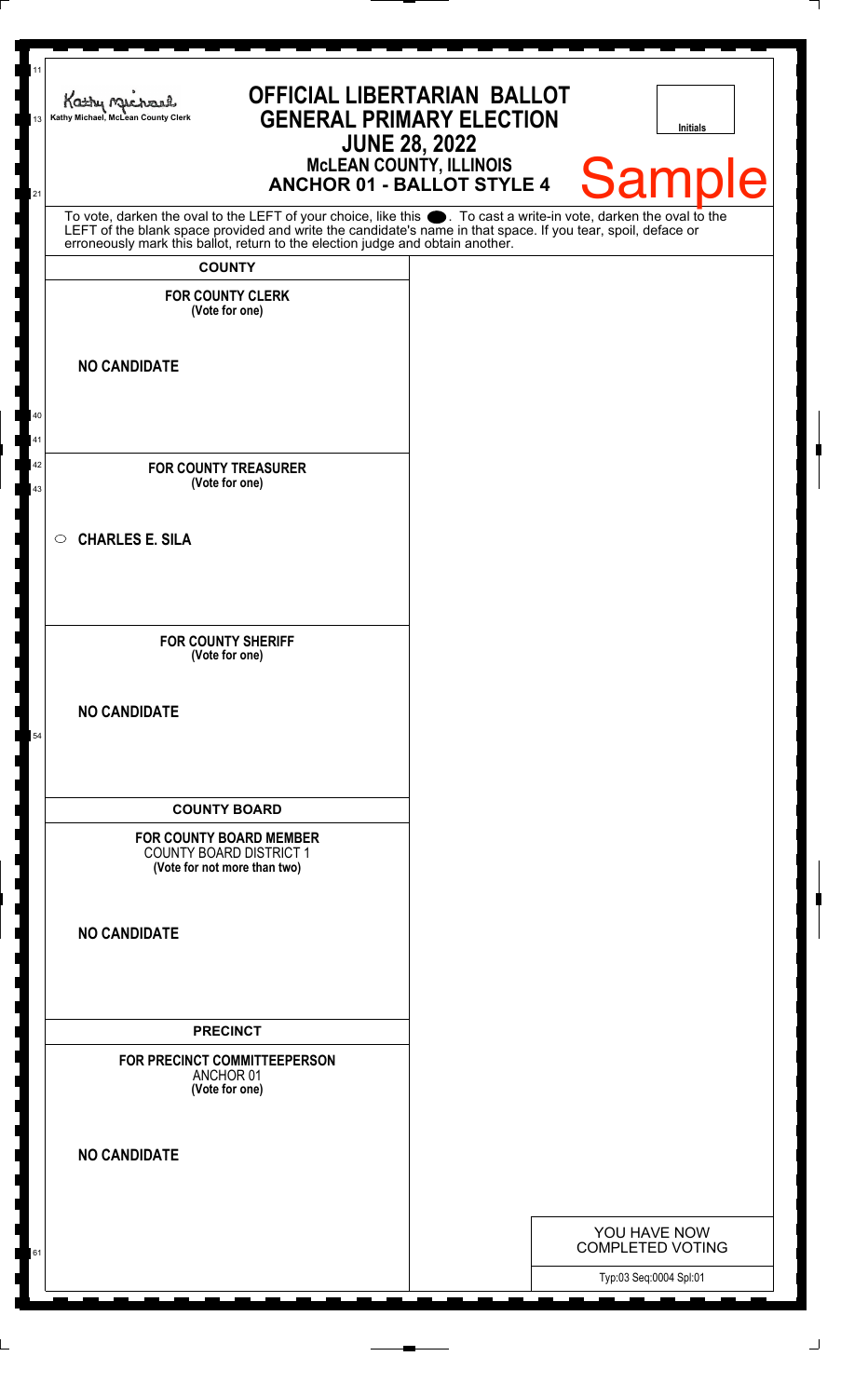Kathy Michael, McLean County Clerk

# OFFICIAL LIBERTARIAN BALLOT
## GENERAL PRIMARY ELECTION
## JUNE 28, 2022
### McLEAN COUNTY, ILLINOIS
### ANCHOR 01 - BALLOT STYLE 4

Initials

Sample

To vote, darken the oval to the LEFT of your choice, like this ●. To cast a write-in vote, darken the oval to the LEFT of the blank space provided and write the candidate's name in that space. If you tear, spoil, deface or erroneously mark this ballot, return to the election judge and obtain another.

**COUNTY**

**FOR COUNTY CLERK**
**(Vote for one)**

**NO CANDIDATE**

**FOR COUNTY TREASURER**
**(Vote for one)**

○ **CHARLES E. SILA**

**FOR COUNTY SHERIFF**
**(Vote for one)**

**NO CANDIDATE**

**COUNTY BOARD**

**FOR COUNTY BOARD MEMBER**
COUNTY BOARD DISTRICT 1
**(Vote for not more than two)**

**NO CANDIDATE**

**PRECINCT**

**FOR PRECINCT COMMITTEEPERSON**
ANCHOR 01
**(Vote for one)**

**NO CANDIDATE**

YOU HAVE NOW COMPLETED VOTING

Typ:03 Seq:0004 Spl:01